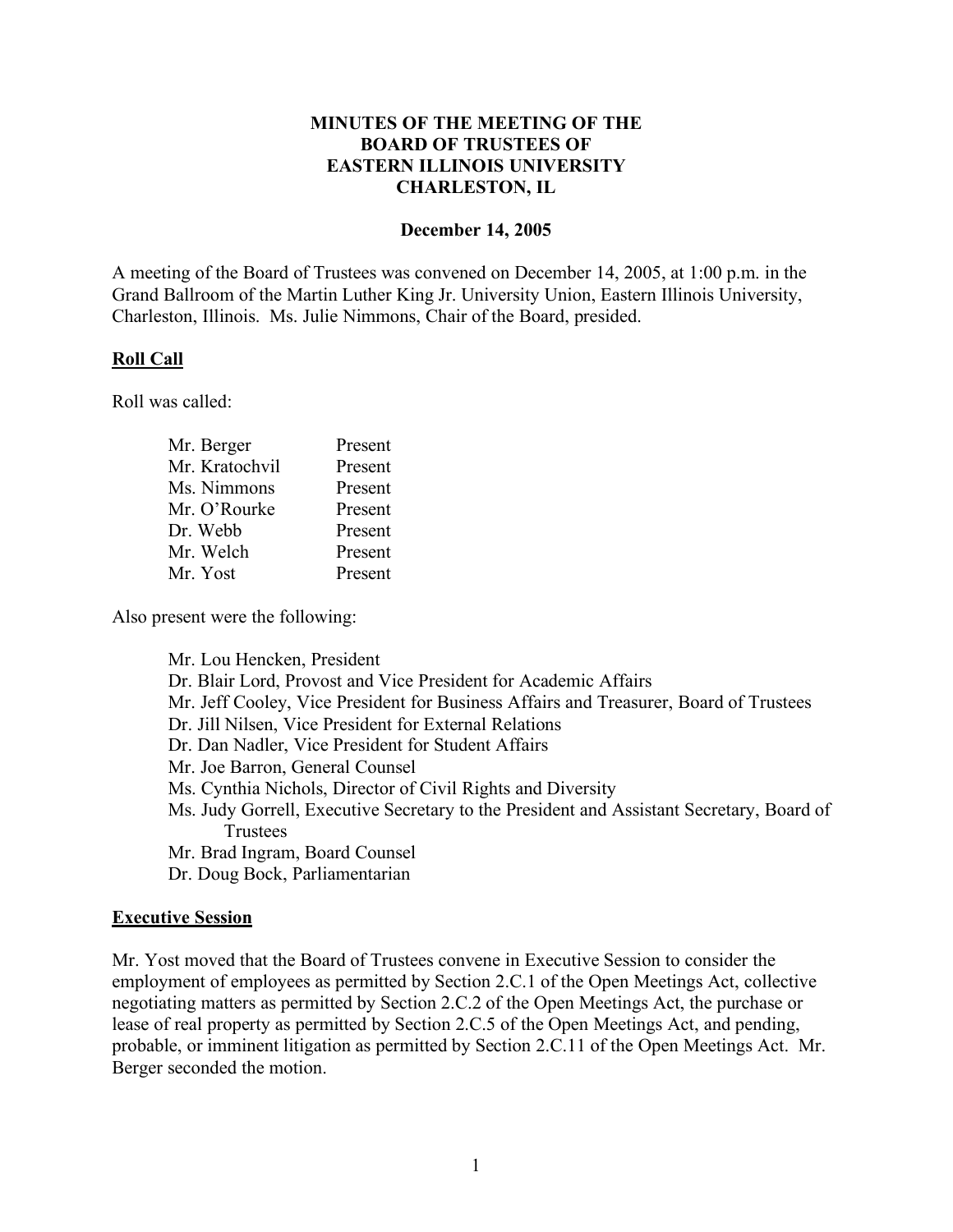# MINUTES OF THE MEETING OF THE BOARD OF TRUSTEES OF EASTERN ILLINOIS UNIVERSITY CHARLESTON, IL

**December 14, 2005**

A meeting of the Board of Trustees was convened on December 14, 2005, at 1:00 p.m. in the Grand Ballroom of the Martin Luther King Jr. University Union, Eastern Illinois University, Charleston, Illinois. Ms. Julie Nimmons, Chair of the Board, presided.

## Roll Call

Roll was called:

| | |
|---|---|
| Mr. Berger | Present |
| Mr. Kratochvil | Present |
| Ms. Nimmons | Present |
| Mr. O'Rourke | Present |
| Dr. Webb | Present |
| Mr. Welch | Present |
| Mr. Yost | Present |

Also present were the following:

- Mr. Lou Hencken, President
- Dr. Blair Lord, Provost and Vice President for Academic Affairs
- Mr. Jeff Cooley, Vice President for Business Affairs and Treasurer, Board of Trustees
- Dr. Jill Nilsen, Vice President for External Relations
- Dr. Dan Nadler, Vice President for Student Affairs
- Mr. Joe Barron, General Counsel
- Ms. Cynthia Nichols, Director of Civil Rights and Diversity
- Ms. Judy Gorrell, Executive Secretary to the President and Assistant Secretary, Board of Trustees
- Mr. Brad Ingram, Board Counsel
- Dr. Doug Bock, Parliamentarian

## Executive Session

Mr. Yost moved that the Board of Trustees convene in Executive Session to consider the employment of employees as permitted by Section 2.C.1 of the Open Meetings Act, collective negotiating matters as permitted by Section 2.C.2 of the Open Meetings Act, the purchase or lease of real property as permitted by Section 2.C.5 of the Open Meetings Act, and pending, probable, or imminent litigation as permitted by Section 2.C.11 of the Open Meetings Act. Mr. Berger seconded the motion.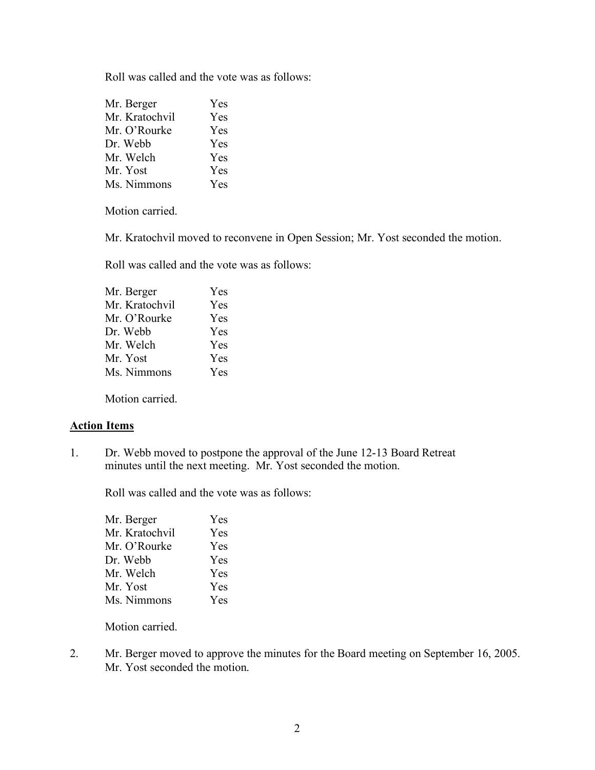Roll was called and the vote was as follows:

| | |
|---|---|
| Mr. Berger | Yes |
| Mr. Kratochvil | Yes |
| Mr. O'Rourke | Yes |
| Dr. Webb | Yes |
| Mr. Welch | Yes |
| Mr. Yost | Yes |
| Ms. Nimmons | Yes |

Motion carried.

Mr. Kratochvil moved to reconvene in Open Session; Mr. Yost seconded the motion.

Roll was called and the vote was as follows:

| | |
|---|---|
| Mr. Berger | Yes |
| Mr. Kratochvil | Yes |
| Mr. O'Rourke | Yes |
| Dr. Webb | Yes |
| Mr. Welch | Yes |
| Mr. Yost | Yes |
| Ms. Nimmons | Yes |

Motion carried.

**<u>Action Items</u>**

1. Dr. Webb moved to postpone the approval of the June 12-13 Board Retreat minutes until the next meeting. Mr. Yost seconded the motion.

   Roll was called and the vote was as follows:

   | | |
   |---|---|
   | Mr. Berger | Yes |
   | Mr. Kratochvil | Yes |
   | Mr. O'Rourke | Yes |
   | Dr. Webb | Yes |
   | Mr. Welch | Yes |
   | Mr. Yost | Yes |
   | Ms. Nimmons | Yes |

   Motion carried.

2. Mr. Berger moved to approve the minutes for the Board meeting on September 16, 2005. Mr. Yost seconded the motion.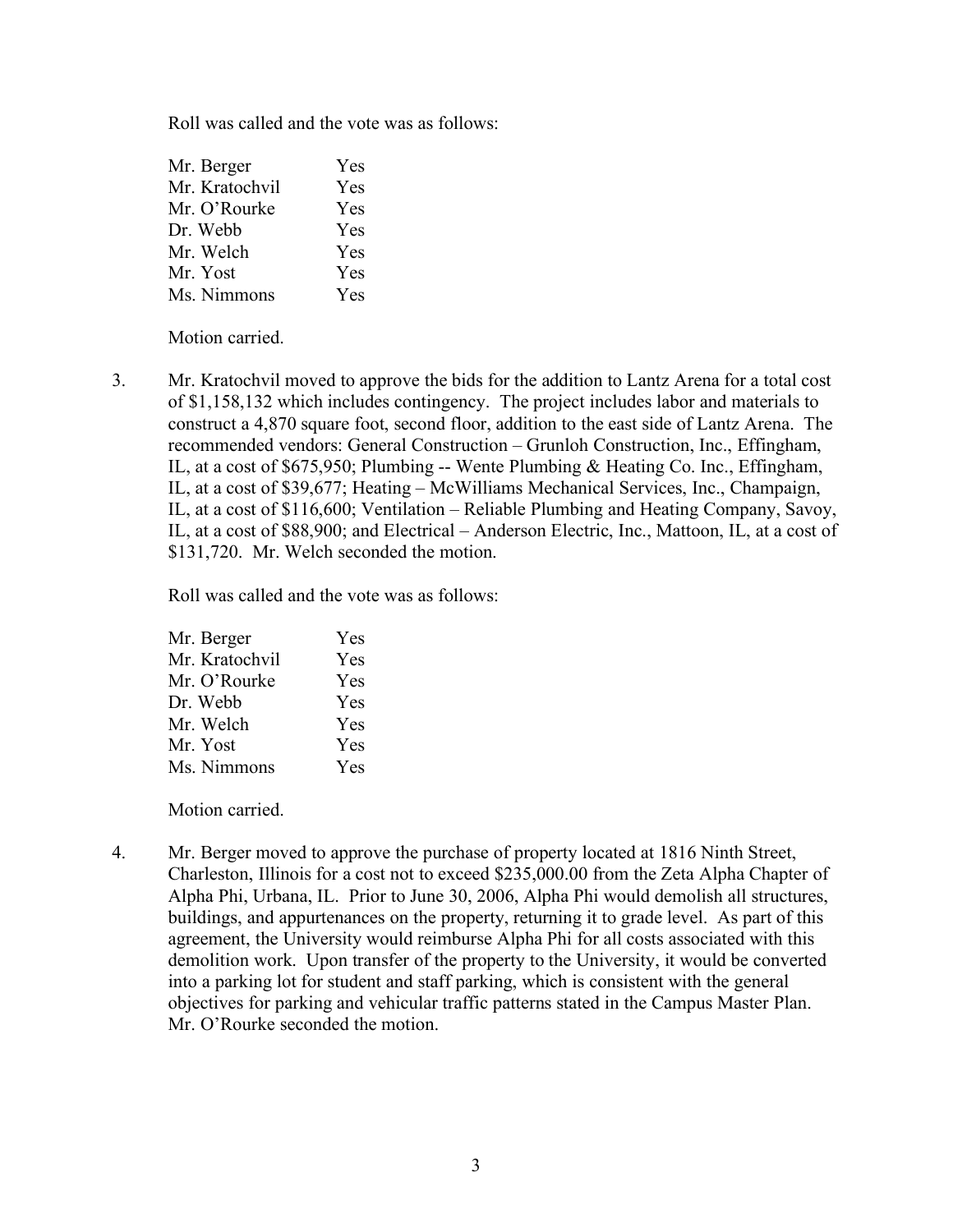Roll was called and the vote was as follows:

| | |
|---|---|
| Mr. Berger | Yes |
| Mr. Kratochvil | Yes |
| Mr. O'Rourke | Yes |
| Dr. Webb | Yes |
| Mr. Welch | Yes |
| Mr. Yost | Yes |
| Ms. Nimmons | Yes |

Motion carried.

3. Mr. Kratochvil moved to approve the bids for the addition to Lantz Arena for a total cost of $1,158,132 which includes contingency. The project includes labor and materials to construct a 4,870 square foot, second floor, addition to the east side of Lantz Arena. The recommended vendors: General Construction – Grunloh Construction, Inc., Effingham, IL, at a cost of $675,950; Plumbing -- Wente Plumbing & Heating Co. Inc., Effingham, IL, at a cost of $39,677; Heating – McWilliams Mechanical Services, Inc., Champaign, IL, at a cost of $116,600; Ventilation – Reliable Plumbing and Heating Company, Savoy, IL, at a cost of $88,900; and Electrical – Anderson Electric, Inc., Mattoon, IL, at a cost of $131,720. Mr. Welch seconded the motion.

   Roll was called and the vote was as follows:

| | |
|---|---|
| Mr. Berger | Yes |
| Mr. Kratochvil | Yes |
| Mr. O'Rourke | Yes |
| Dr. Webb | Yes |
| Mr. Welch | Yes |
| Mr. Yost | Yes |
| Ms. Nimmons | Yes |

   Motion carried.

4. Mr. Berger moved to approve the purchase of property located at 1816 Ninth Street, Charleston, Illinois for a cost not to exceed $235,000.00 from the Zeta Alpha Chapter of Alpha Phi, Urbana, IL. Prior to June 30, 2006, Alpha Phi would demolish all structures, buildings, and appurtenances on the property, returning it to grade level. As part of this agreement, the University would reimburse Alpha Phi for all costs associated with this demolition work. Upon transfer of the property to the University, it would be converted into a parking lot for student and staff parking, which is consistent with the general objectives for parking and vehicular traffic patterns stated in the Campus Master Plan. Mr. O'Rourke seconded the motion.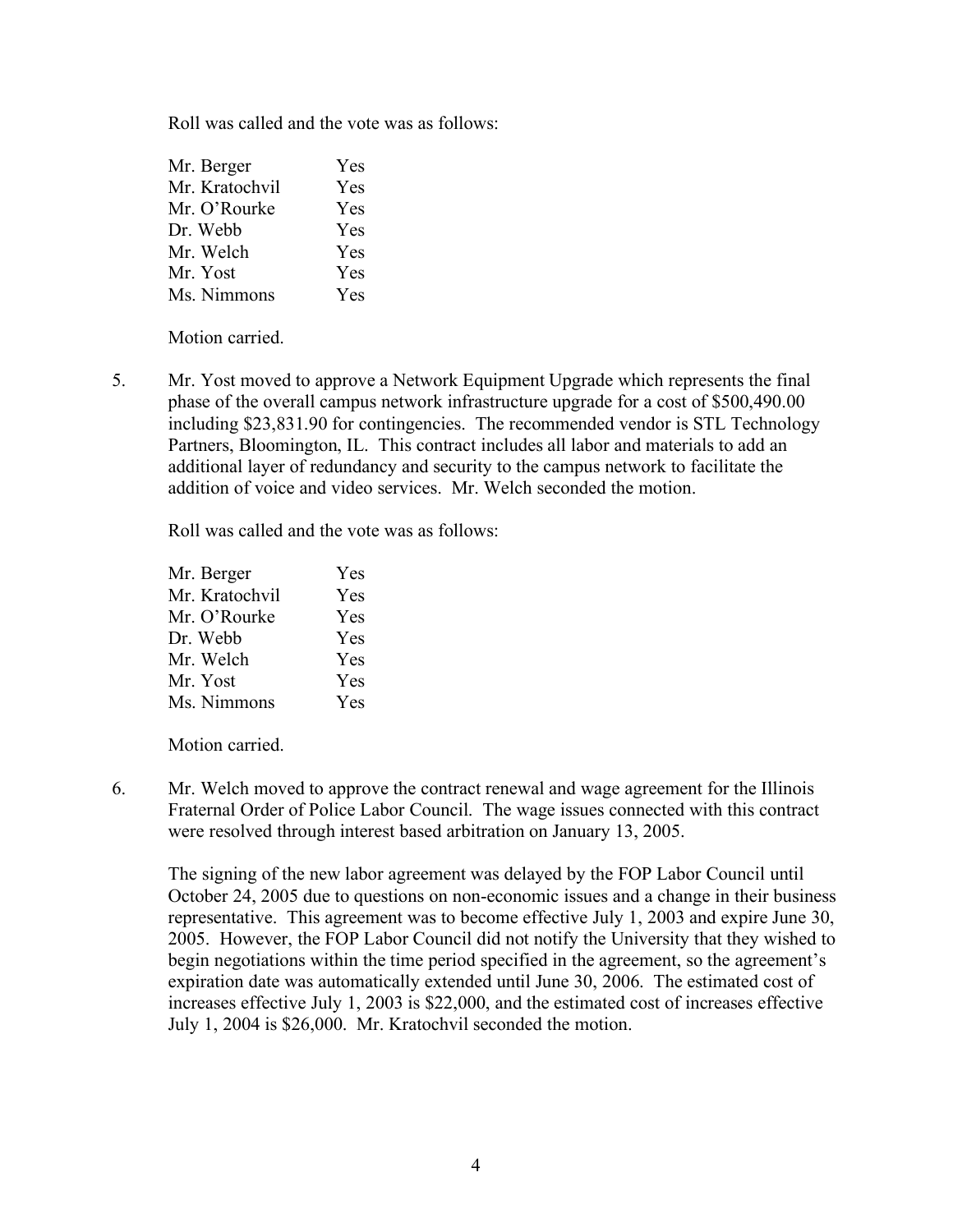Roll was called and the vote was as follows:

| | |
|---|---|
| Mr. Berger | Yes |
| Mr. Kratochvil | Yes |
| Mr. O'Rourke | Yes |
| Dr. Webb | Yes |
| Mr. Welch | Yes |
| Mr. Yost | Yes |
| Ms. Nimmons | Yes |

Motion carried.

5. Mr. Yost moved to approve a Network Equipment Upgrade which represents the final phase of the overall campus network infrastructure upgrade for a cost of $500,490.00 including $23,831.90 for contingencies. The recommended vendor is STL Technology Partners, Bloomington, IL. This contract includes all labor and materials to add an additional layer of redundancy and security to the campus network to facilitate the addition of voice and video services. Mr. Welch seconded the motion.

   Roll was called and the vote was as follows:

   | | |
   |---|---|
   | Mr. Berger | Yes |
   | Mr. Kratochvil | Yes |
   | Mr. O'Rourke | Yes |
   | Dr. Webb | Yes |
   | Mr. Welch | Yes |
   | Mr. Yost | Yes |
   | Ms. Nimmons | Yes |

   Motion carried.

6. Mr. Welch moved to approve the contract renewal and wage agreement for the Illinois Fraternal Order of Police Labor Council. The wage issues connected with this contract were resolved through interest based arbitration on January 13, 2005.

   The signing of the new labor agreement was delayed by the FOP Labor Council until October 24, 2005 due to questions on non-economic issues and a change in their business representative. This agreement was to become effective July 1, 2003 and expire June 30, 2005. However, the FOP Labor Council did not notify the University that they wished to begin negotiations within the time period specified in the agreement, so the agreement's expiration date was automatically extended until June 30, 2006. The estimated cost of increases effective July 1, 2003 is $22,000, and the estimated cost of increases effective July 1, 2004 is $26,000. Mr. Kratochvil seconded the motion.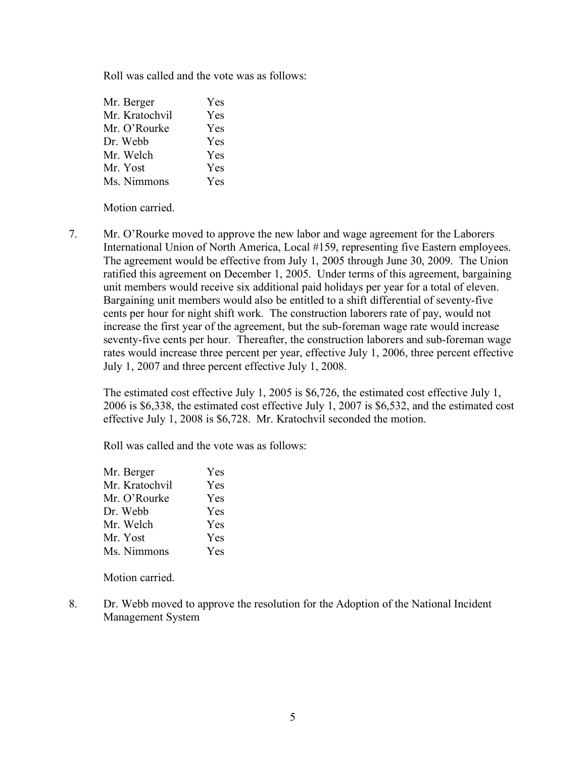Roll was called and the vote was as follows:

| | |
|---|---|
| Mr. Berger | Yes |
| Mr. Kratochvil | Yes |
| Mr. O'Rourke | Yes |
| Dr. Webb | Yes |
| Mr. Welch | Yes |
| Mr. Yost | Yes |
| Ms. Nimmons | Yes |

Motion carried.

7. Mr. O'Rourke moved to approve the new labor and wage agreement for the Laborers International Union of North America, Local #159, representing five Eastern employees. The agreement would be effective from July 1, 2005 through June 30, 2009. The Union ratified this agreement on December 1, 2005. Under terms of this agreement, bargaining unit members would receive six additional paid holidays per year for a total of eleven. Bargaining unit members would also be entitled to a shift differential of seventy-five cents per hour for night shift work. The construction laborers rate of pay, would not increase the first year of the agreement, but the sub-foreman wage rate would increase seventy-five cents per hour. Thereafter, the construction laborers and sub-foreman wage rates would increase three percent per year, effective July 1, 2006, three percent effective July 1, 2007 and three percent effective July 1, 2008.

   The estimated cost effective July 1, 2005 is $6,726, the estimated cost effective July 1, 2006 is $6,338, the estimated cost effective July 1, 2007 is $6,532, and the estimated cost effective July 1, 2008 is $6,728. Mr. Kratochvil seconded the motion.

   Roll was called and the vote was as follows:

| | |
|---|---|
| Mr. Berger | Yes |
| Mr. Kratochvil | Yes |
| Mr. O'Rourke | Yes |
| Dr. Webb | Yes |
| Mr. Welch | Yes |
| Mr. Yost | Yes |
| Ms. Nimmons | Yes |

   Motion carried.

8. Dr. Webb moved to approve the resolution for the Adoption of the National Incident Management System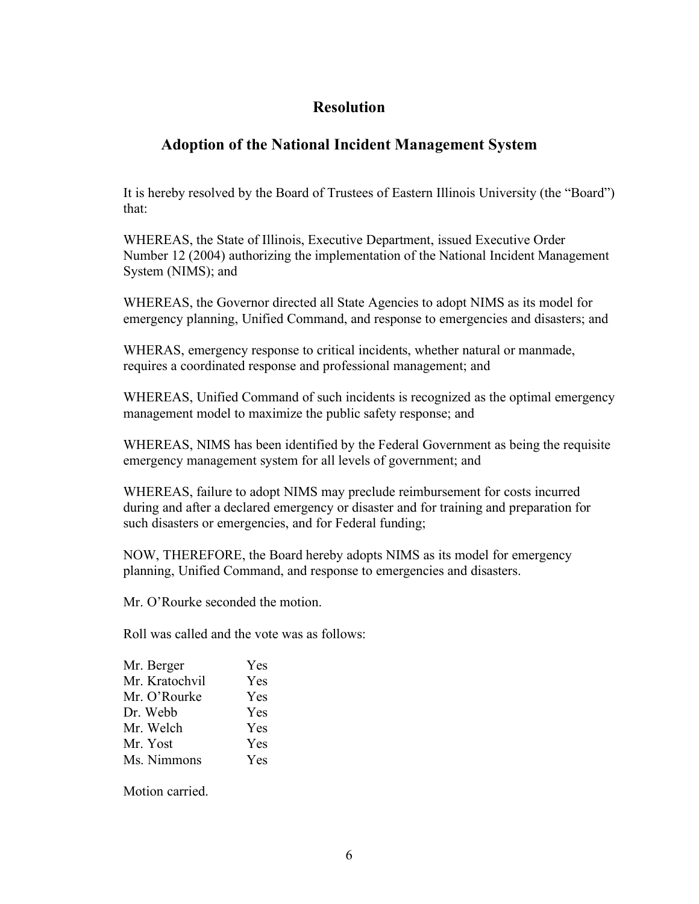## Resolution

## Adoption of the National Incident Management System

It is hereby resolved by the Board of Trustees of Eastern Illinois University (the "Board") that:

WHEREAS, the State of Illinois, Executive Department, issued Executive Order Number 12 (2004) authorizing the implementation of the National Incident Management System (NIMS); and

WHEREAS, the Governor directed all State Agencies to adopt NIMS as its model for emergency planning, Unified Command, and response to emergencies and disasters; and

WHERAS, emergency response to critical incidents, whether natural or manmade, requires a coordinated response and professional management; and

WHEREAS, Unified Command of such incidents is recognized as the optimal emergency management model to maximize the public safety response; and

WHEREAS, NIMS has been identified by the Federal Government as being the requisite emergency management system for all levels of government; and

WHEREAS, failure to adopt NIMS may preclude reimbursement for costs incurred during and after a declared emergency or disaster and for training and preparation for such disasters or emergencies, and for Federal funding;

NOW, THEREFORE, the Board hereby adopts NIMS as its model for emergency planning, Unified Command, and response to emergencies and disasters.

Mr. O'Rourke seconded the motion.

Roll was called and the vote was as follows:

| | |
|---|---|
| Mr. Berger | Yes |
| Mr. Kratochvil | Yes |
| Mr. O'Rourke | Yes |
| Dr. Webb | Yes |
| Mr. Welch | Yes |
| Mr. Yost | Yes |
| Ms. Nimmons | Yes |

Motion carried.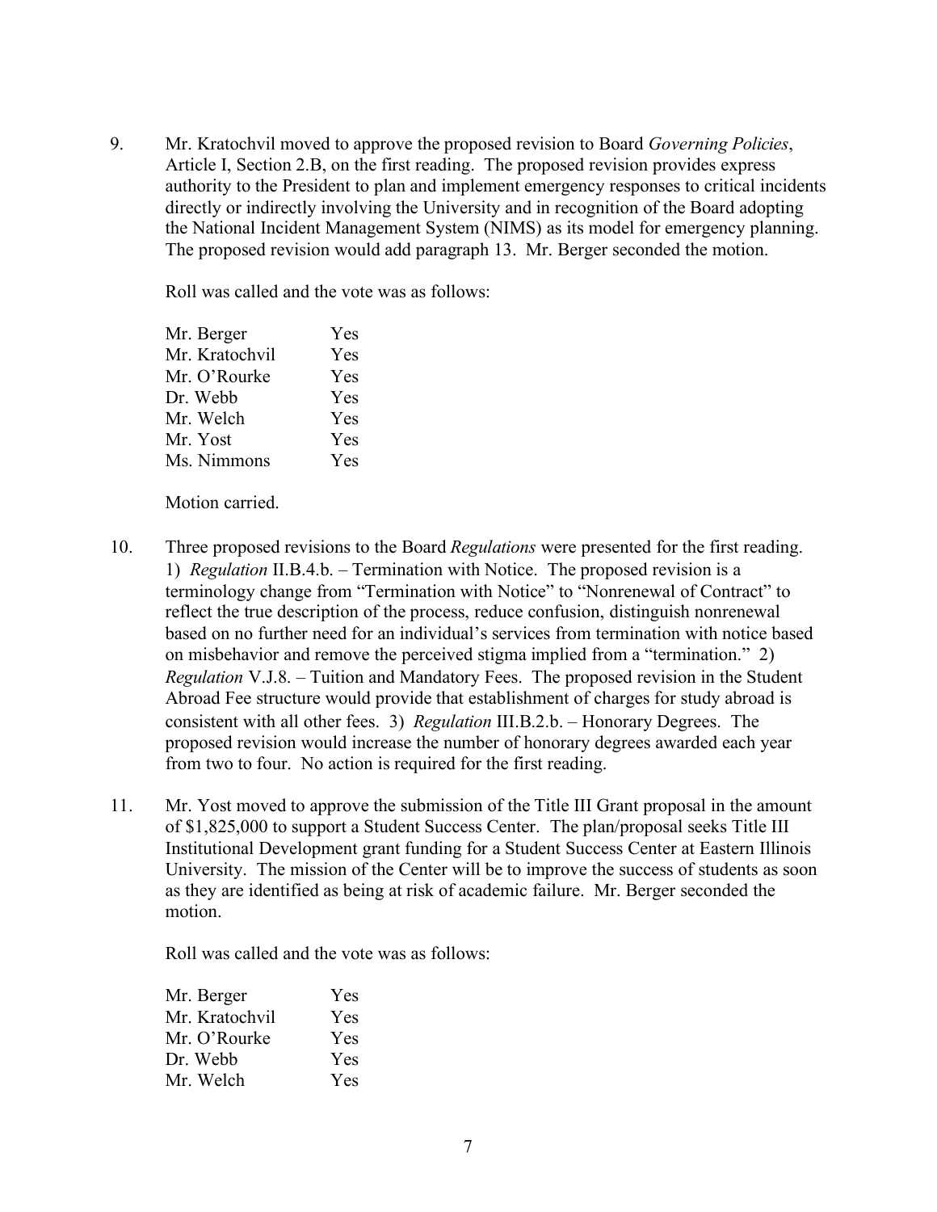9. Mr. Kratochvil moved to approve the proposed revision to Board *Governing Policies*, Article I, Section 2.B, on the first reading. The proposed revision provides express authority to the President to plan and implement emergency responses to critical incidents directly or indirectly involving the University and in recognition of the Board adopting the National Incident Management System (NIMS) as its model for emergency planning. The proposed revision would add paragraph 13. Mr. Berger seconded the motion.

   Roll was called and the vote was as follows:

   | | |
   |---|---|
   | Mr. Berger | Yes |
   | Mr. Kratochvil | Yes |
   | Mr. O'Rourke | Yes |
   | Dr. Webb | Yes |
   | Mr. Welch | Yes |
   | Mr. Yost | Yes |
   | Ms. Nimmons | Yes |

   Motion carried.

10. Three proposed revisions to the Board *Regulations* were presented for the first reading. 1) *Regulation* II.B.4.b. – Termination with Notice. The proposed revision is a terminology change from "Termination with Notice" to "Nonrenewal of Contract" to reflect the true description of the process, reduce confusion, distinguish nonrenewal based on no further need for an individual's services from termination with notice based on misbehavior and remove the perceived stigma implied from a "termination." 2) *Regulation* V.J.8. – Tuition and Mandatory Fees. The proposed revision in the Student Abroad Fee structure would provide that establishment of charges for study abroad is consistent with all other fees. 3) *Regulation* III.B.2.b. – Honorary Degrees. The proposed revision would increase the number of honorary degrees awarded each year from two to four. No action is required for the first reading.

11. Mr. Yost moved to approve the submission of the Title III Grant proposal in the amount of $1,825,000 to support a Student Success Center. The plan/proposal seeks Title III Institutional Development grant funding for a Student Success Center at Eastern Illinois University. The mission of the Center will be to improve the success of students as soon as they are identified as being at risk of academic failure. Mr. Berger seconded the motion.

    Roll was called and the vote was as follows:

    | | |
    |---|---|
    | Mr. Berger | Yes |
    | Mr. Kratochvil | Yes |
    | Mr. O'Rourke | Yes |
    | Dr. Webb | Yes |
    | Mr. Welch | Yes |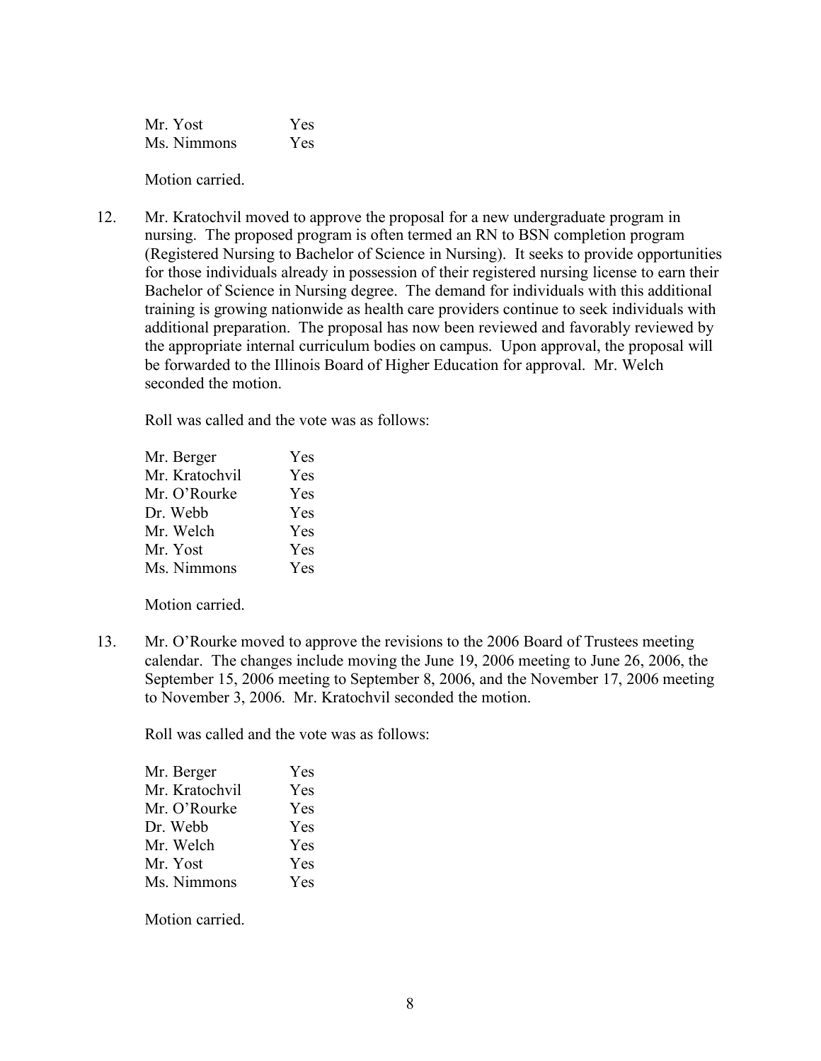| | |
|---|---|
| Mr. Yost | Yes |
| Ms. Nimmons | Yes |

Motion carried.

12. Mr. Kratochvil moved to approve the proposal for a new undergraduate program in nursing. The proposed program is often termed an RN to BSN completion program (Registered Nursing to Bachelor of Science in Nursing). It seeks to provide opportunities for those individuals already in possession of their registered nursing license to earn their Bachelor of Science in Nursing degree. The demand for individuals with this additional training is growing nationwide as health care providers continue to seek individuals with additional preparation. The proposal has now been reviewed and favorably reviewed by the appropriate internal curriculum bodies on campus. Upon approval, the proposal will be forwarded to the Illinois Board of Higher Education for approval. Mr. Welch seconded the motion.

   Roll was called and the vote was as follows:

   | | |
   |---|---|
   | Mr. Berger | Yes |
   | Mr. Kratochvil | Yes |
   | Mr. O'Rourke | Yes |
   | Dr. Webb | Yes |
   | Mr. Welch | Yes |
   | Mr. Yost | Yes |
   | Ms. Nimmons | Yes |

   Motion carried.

13. Mr. O'Rourke moved to approve the revisions to the 2006 Board of Trustees meeting calendar. The changes include moving the June 19, 2006 meeting to June 26, 2006, the September 15, 2006 meeting to September 8, 2006, and the November 17, 2006 meeting to November 3, 2006. Mr. Kratochvil seconded the motion.

   Roll was called and the vote was as follows:

   | | |
   |---|---|
   | Mr. Berger | Yes |
   | Mr. Kratochvil | Yes |
   | Mr. O'Rourke | Yes |
   | Dr. Webb | Yes |
   | Mr. Welch | Yes |
   | Mr. Yost | Yes |
   | Ms. Nimmons | Yes |

   Motion carried.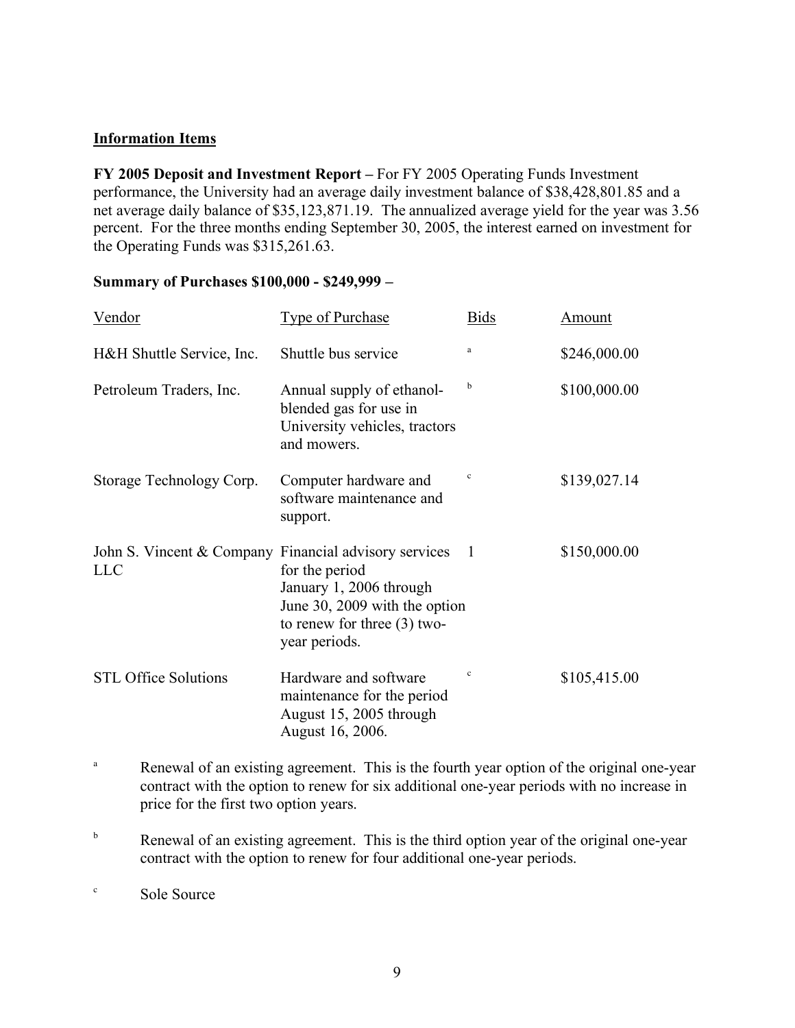## Information Items

**FY 2005 Deposit and Investment Report –** For FY 2005 Operating Funds Investment performance, the University had an average daily investment balance of $38,428,801.85 and a net average daily balance of $35,123,871.19. The annualized average yield for the year was 3.56 percent. For the three months ending September 30, 2005, the interest earned on investment for the Operating Funds was $315,261.63.

**Summary of Purchases $100,000 - $249,999 –**

| Vendor | Type of Purchase | Bids | Amount |
|---|---|---|---|
| H&H Shuttle Service, Inc. | Shuttle bus service | [a] | $246,000.00 |
| Petroleum Traders, Inc. | Annual supply of ethanol-blended gas for use in University vehicles, tractors and mowers. | [b] | $100,000.00 |
| Storage Technology Corp. | Computer hardware and software maintenance and support. | [c] | $139,027.14 |
| John S. Vincent & Company LLC | Financial advisory services for the period January 1, 2006 through June 30, 2009 with the option to renew for three (3) two-year periods. | 1 | $150,000.00 |
| STL Office Solutions | Hardware and software maintenance for the period August 15, 2005 through August 16, 2006. | [c] | $105,415.00 |

[a] Renewal of an existing agreement. This is the fourth year option of the original one-year contract with the option to renew for six additional one-year periods with no increase in price for the first two option years.

[b] Renewal of an existing agreement. This is the third option year of the original one-year contract with the option to renew for four additional one-year periods.

[c] Sole Source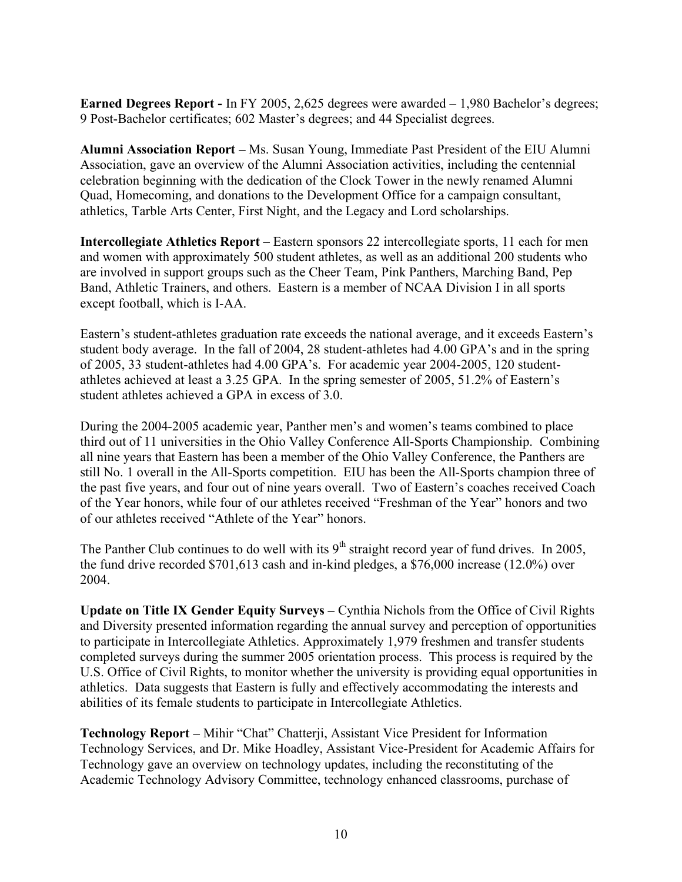**Earned Degrees Report -** In FY 2005, 2,625 degrees were awarded – 1,980 Bachelor's degrees; 9 Post-Bachelor certificates; 602 Master's degrees; and 44 Specialist degrees.

**Alumni Association Report –** Ms. Susan Young, Immediate Past President of the EIU Alumni Association, gave an overview of the Alumni Association activities, including the centennial celebration beginning with the dedication of the Clock Tower in the newly renamed Alumni Quad, Homecoming, and donations to the Development Office for a campaign consultant, athletics, Tarble Arts Center, First Night, and the Legacy and Lord scholarships.

**Intercollegiate Athletics Report** – Eastern sponsors 22 intercollegiate sports, 11 each for men and women with approximately 500 student athletes, as well as an additional 200 students who are involved in support groups such as the Cheer Team, Pink Panthers, Marching Band, Pep Band, Athletic Trainers, and others. Eastern is a member of NCAA Division I in all sports except football, which is I-AA.

Eastern's student-athletes graduation rate exceeds the national average, and it exceeds Eastern's student body average. In the fall of 2004, 28 student-athletes had 4.00 GPA's and in the spring of 2005, 33 student-athletes had 4.00 GPA's. For academic year 2004-2005, 120 student-athletes achieved at least a 3.25 GPA. In the spring semester of 2005, 51.2% of Eastern's student athletes achieved a GPA in excess of 3.0.

During the 2004-2005 academic year, Panther men's and women's teams combined to place third out of 11 universities in the Ohio Valley Conference All-Sports Championship. Combining all nine years that Eastern has been a member of the Ohio Valley Conference, the Panthers are still No. 1 overall in the All-Sports competition. EIU has been the All-Sports champion three of the past five years, and four out of nine years overall. Two of Eastern's coaches received Coach of the Year honors, while four of our athletes received "Freshman of the Year" honors and two of our athletes received "Athlete of the Year" honors.

The Panther Club continues to do well with its 9th straight record year of fund drives. In 2005, the fund drive recorded $701,613 cash and in-kind pledges, a $76,000 increase (12.0%) over 2004.

**Update on Title IX Gender Equity Surveys –** Cynthia Nichols from the Office of Civil Rights and Diversity presented information regarding the annual survey and perception of opportunities to participate in Intercollegiate Athletics. Approximately 1,979 freshmen and transfer students completed surveys during the summer 2005 orientation process. This process is required by the U.S. Office of Civil Rights, to monitor whether the university is providing equal opportunities in athletics. Data suggests that Eastern is fully and effectively accommodating the interests and abilities of its female students to participate in Intercollegiate Athletics.

**Technology Report –** Mihir "Chat" Chatterji, Assistant Vice President for Information Technology Services, and Dr. Mike Hoadley, Assistant Vice-President for Academic Affairs for Technology gave an overview on technology updates, including the reconstituting of the Academic Technology Advisory Committee, technology enhanced classrooms, purchase of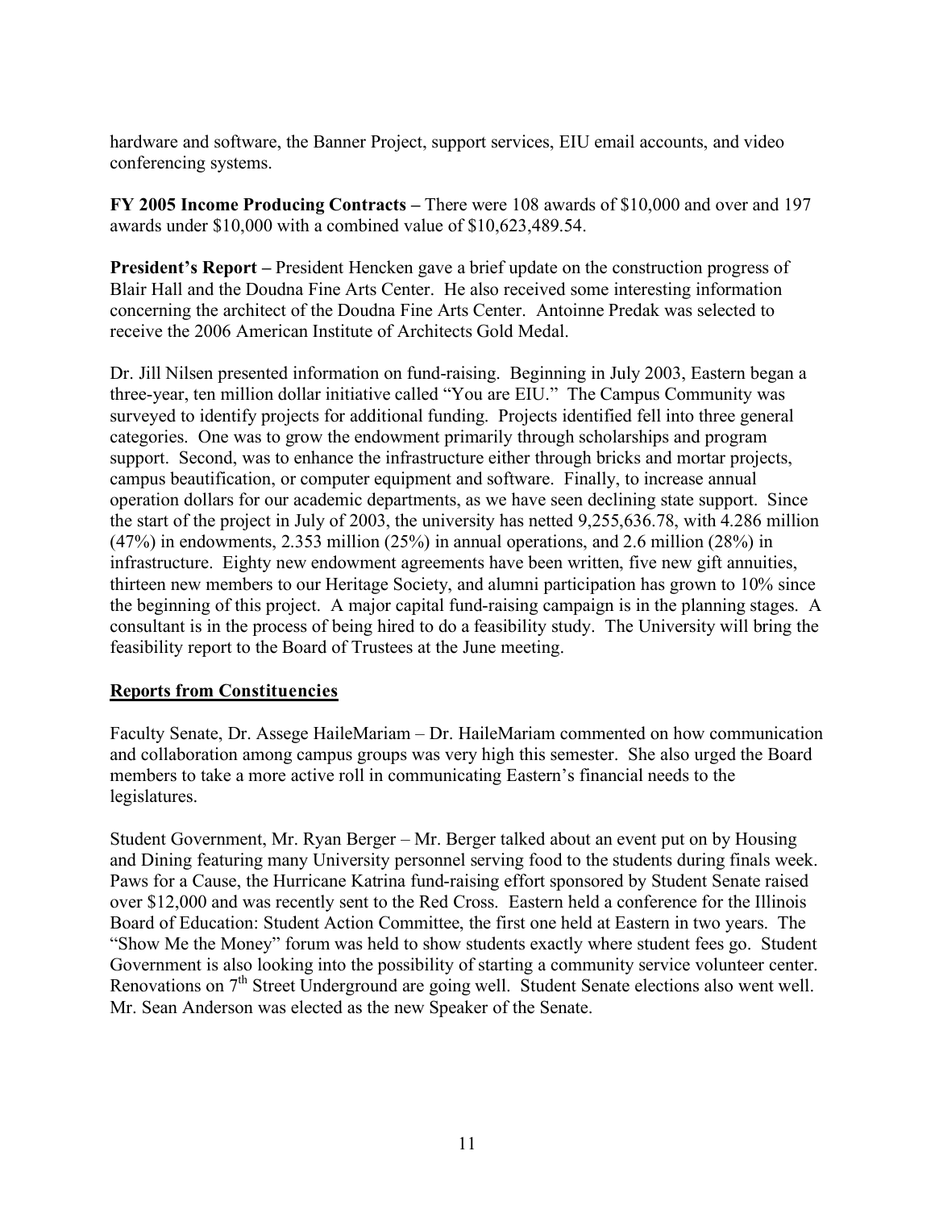hardware and software, the Banner Project, support services, EIU email accounts, and video conferencing systems.

**FY 2005 Income Producing Contracts –** There were 108 awards of $10,000 and over and 197 awards under $10,000 with a combined value of $10,623,489.54.

**President's Report –** President Hencken gave a brief update on the construction progress of Blair Hall and the Doudna Fine Arts Center. He also received some interesting information concerning the architect of the Doudna Fine Arts Center. Antoinne Predak was selected to receive the 2006 American Institute of Architects Gold Medal.

Dr. Jill Nilsen presented information on fund-raising. Beginning in July 2003, Eastern began a three-year, ten million dollar initiative called "You are EIU." The Campus Community was surveyed to identify projects for additional funding. Projects identified fell into three general categories. One was to grow the endowment primarily through scholarships and program support. Second, was to enhance the infrastructure either through bricks and mortar projects, campus beautification, or computer equipment and software. Finally, to increase annual operation dollars for our academic departments, as we have seen declining state support. Since the start of the project in July of 2003, the university has netted 9,255,636.78, with 4.286 million (47%) in endowments, 2.353 million (25%) in annual operations, and 2.6 million (28%) in infrastructure. Eighty new endowment agreements have been written, five new gift annuities, thirteen new members to our Heritage Society, and alumni participation has grown to 10% since the beginning of this project. A major capital fund-raising campaign is in the planning stages. A consultant is in the process of being hired to do a feasibility study. The University will bring the feasibility report to the Board of Trustees at the June meeting.

## Reports from Constituencies

Faculty Senate, Dr. Assege HaileMariam – Dr. HaileMariam commented on how communication and collaboration among campus groups was very high this semester. She also urged the Board members to take a more active roll in communicating Eastern's financial needs to the legislatures.

Student Government, Mr. Ryan Berger – Mr. Berger talked about an event put on by Housing and Dining featuring many University personnel serving food to the students during finals week. Paws for a Cause, the Hurricane Katrina fund-raising effort sponsored by Student Senate raised over $12,000 and was recently sent to the Red Cross. Eastern held a conference for the Illinois Board of Education: Student Action Committee, the first one held at Eastern in two years. The "Show Me the Money" forum was held to show students exactly where student fees go. Student Government is also looking into the possibility of starting a community service volunteer center. Renovations on 7th Street Underground are going well. Student Senate elections also went well. Mr. Sean Anderson was elected as the new Speaker of the Senate.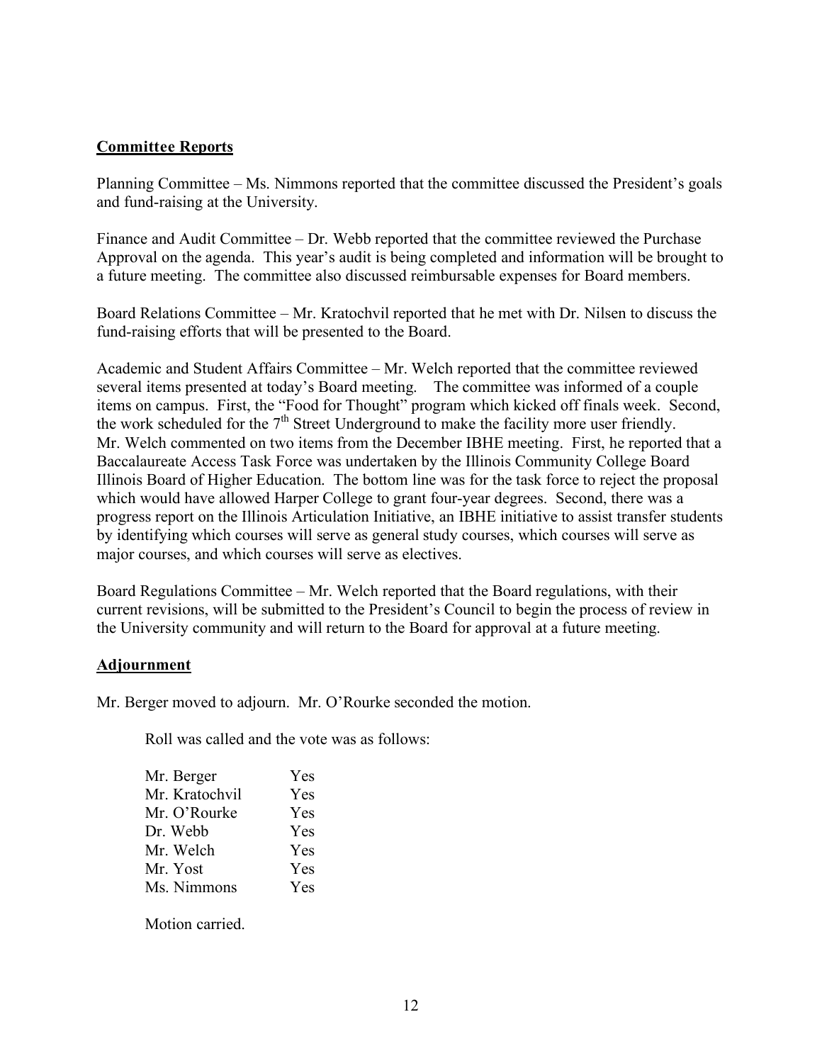## Committee Reports

Planning Committee – Ms. Nimmons reported that the committee discussed the President's goals and fund-raising at the University.

Finance and Audit Committee – Dr. Webb reported that the committee reviewed the Purchase Approval on the agenda. This year's audit is being completed and information will be brought to a future meeting. The committee also discussed reimbursable expenses for Board members.

Board Relations Committee – Mr. Kratochvil reported that he met with Dr. Nilsen to discuss the fund-raising efforts that will be presented to the Board.

Academic and Student Affairs Committee – Mr. Welch reported that the committee reviewed several items presented at today's Board meeting. The committee was informed of a couple items on campus. First, the "Food for Thought" program which kicked off finals week. Second, the work scheduled for the 7th Street Underground to make the facility more user friendly. Mr. Welch commented on two items from the December IBHE meeting. First, he reported that a Baccalaureate Access Task Force was undertaken by the Illinois Community College Board Illinois Board of Higher Education. The bottom line was for the task force to reject the proposal which would have allowed Harper College to grant four-year degrees. Second, there was a progress report on the Illinois Articulation Initiative, an IBHE initiative to assist transfer students by identifying which courses will serve as general study courses, which courses will serve as major courses, and which courses will serve as electives.

Board Regulations Committee – Mr. Welch reported that the Board regulations, with their current revisions, will be submitted to the President's Council to begin the process of review in the University community and will return to the Board for approval at a future meeting.

## Adjournment

Mr. Berger moved to adjourn. Mr. O'Rourke seconded the motion.

Roll was called and the vote was as follows:

| | |
|---|---|
| Mr. Berger | Yes |
| Mr. Kratochvil | Yes |
| Mr. O'Rourke | Yes |
| Dr. Webb | Yes |
| Mr. Welch | Yes |
| Mr. Yost | Yes |
| Ms. Nimmons | Yes |

Motion carried.